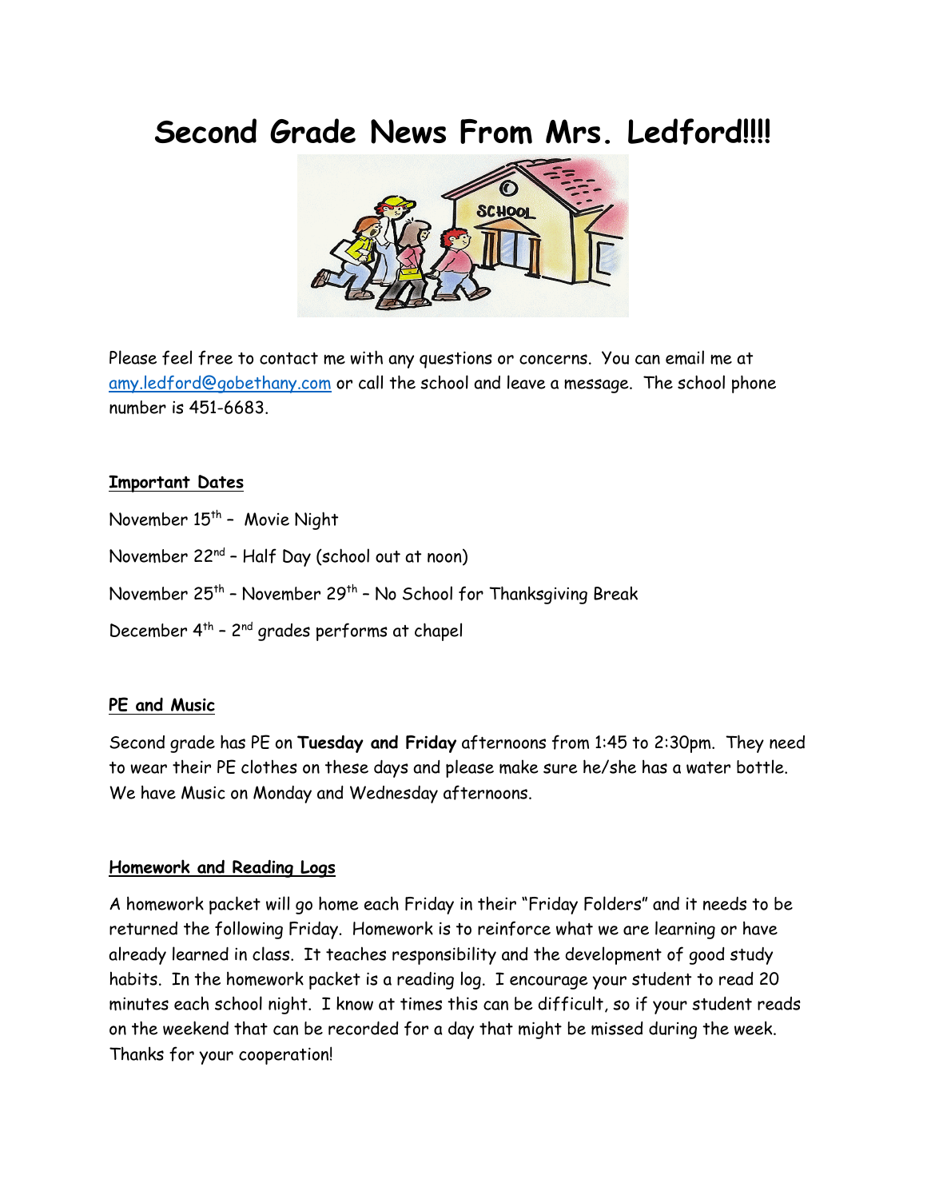# Second Grade News From Mrs. Ledford!!!!

Please feel free to contact me with any questions or concerns. You can email me at amy.ledford@gobethany.com or call the school and leave a message. The school phone number is 451-6683.

## Important Dates

November 15th – Movie Night

November 22nd – Half Day (school out at noon)

November 25th – November 29th – No School for Thanksgiving Break

December 4th – 2nd grades performs at chapel

## PE and Music

Second grade has PE on **Tuesday and Friday** afternoons from 1:45 to 2:30pm. They need to wear their PE clothes on these days and please make sure he/she has a water bottle. We have Music on Monday and Wednesday afternoons.

## Homework and Reading Logs

A homework packet will go home each Friday in their "Friday Folders" and it needs to be returned the following Friday. Homework is to reinforce what we are learning or have already learned in class. It teaches responsibility and the development of good study habits. In the homework packet is a reading log. I encourage your student to read 20 minutes each school night. I know at times this can be difficult, so if your student reads on the weekend that can be recorded for a day that might be missed during the week. Thanks for your cooperation!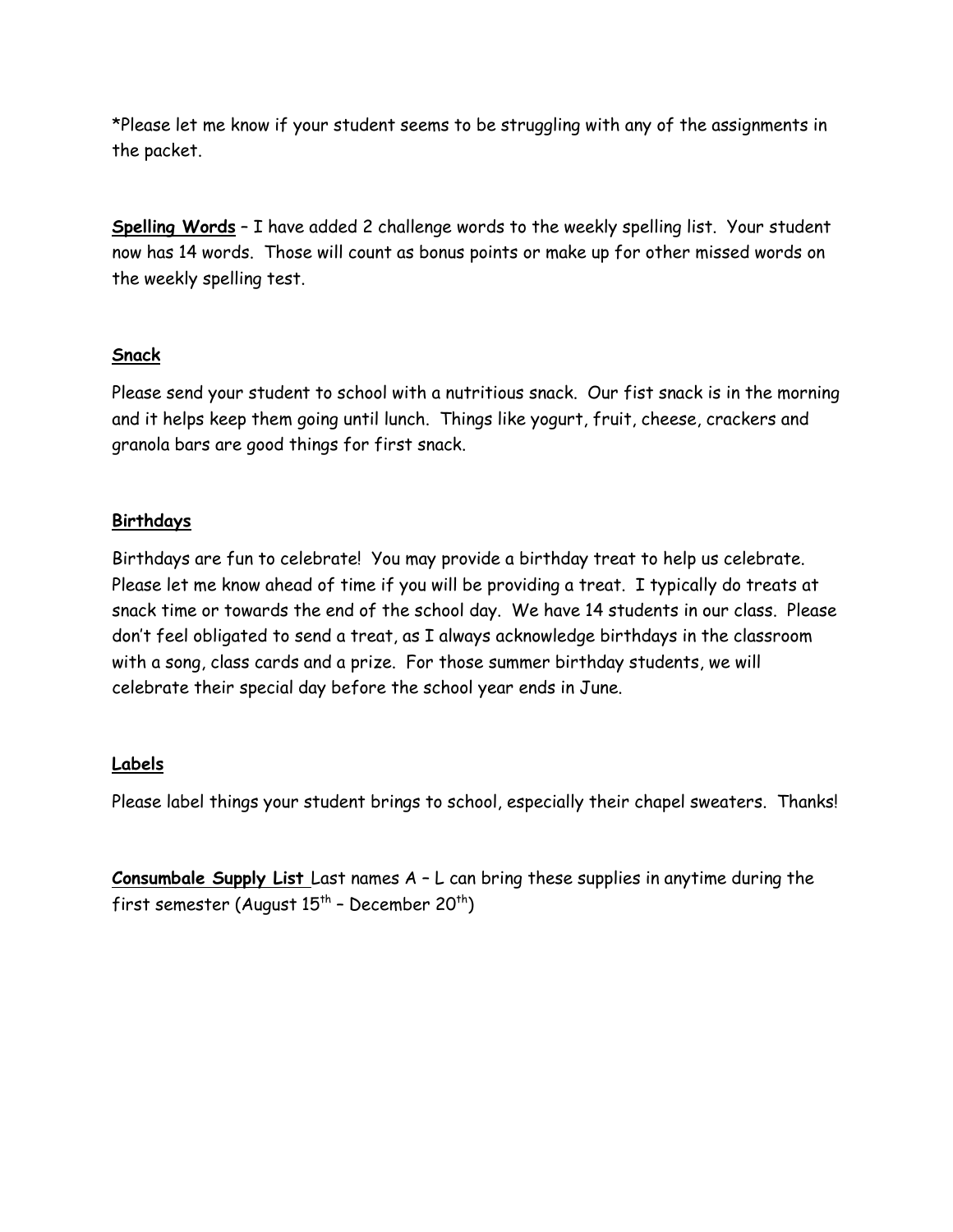*Please let me know if your student seems to be struggling with any of the assignments in the packet.

**Spelling Words** – I have added 2 challenge words to the weekly spelling list. Your student now has 14 words. Those will count as bonus points or make up for other missed words on the weekly spelling test.

**Snack**

Please send your student to school with a nutritious snack. Our fist snack is in the morning and it helps keep them going until lunch. Things like yogurt, fruit, cheese, crackers and granola bars are good things for first snack.

**Birthdays**

Birthdays are fun to celebrate! You may provide a birthday treat to help us celebrate. Please let me know ahead of time if you will be providing a treat. I typically do treats at snack time or towards the end of the school day. We have 14 students in our class. Please don't feel obligated to send a treat, as I always acknowledge birthdays in the classroom with a song, class cards and a prize. For those summer birthday students, we will celebrate their special day before the school year ends in June.

**Labels**

Please label things your student brings to school, especially their chapel sweaters. Thanks!

**Consumbale Supply List** Last names A – L can bring these supplies in anytime during the first semester (August 15th – December 20th)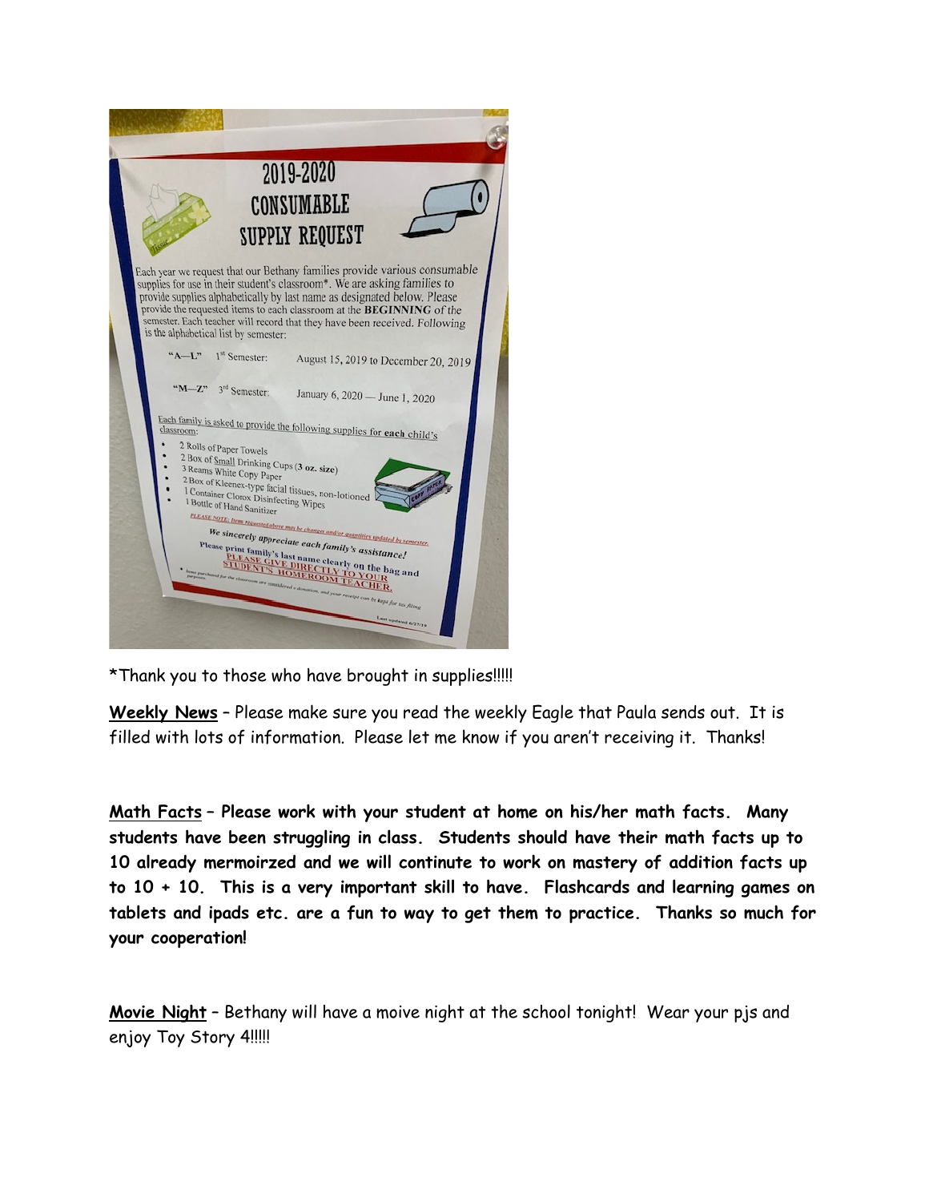# 2019-2020 CONSUMABLE SUPPLY REQUEST

Each year we request that our Bethany families provide various consumable supplies for use in their student's classroom*. We are asking families to provide supplies alphabetically by last name as designated below. Please provide the requested items to each classroom at the **BEGINNING** of the semester. Each teacher will record that they have been received. Following is the alphabetical list by semester:

"A—L" 1st Semester: August 15, 2019 to December 20, 2019

"M—Z" 3rd Semester: January 6, 2020 — June 1, 2020

Each family is asked to provide the following supplies for **each** child's classroom:

- 2 Rolls of Paper Towels
- 2 Box of Small Drinking Cups (**3 oz. size**)
- 3 Reams White Copy Paper
- 2 Box of Kleenex-type facial tissues, non-lotioned
- 1 Container Clorox Disinfecting Wipes
- 1 Bottle of Hand Sanitizer

PLEASE NOTE: Items requested above may be changes and/or quantities updated by semester.

***We sincerely appreciate each family's assistance!***

**Please print family's last name clearly on the bag and PLEASE GIVE DIRECTLY TO YOUR STUDENT'S HOMEROOM TEACHER.**

\* Items purchased for the classroom are considered a donation, and your receipt can be kept for tax filing purposes.

Last updated 6/27/19

*Thank you to those who have brought in supplies!!!!!

**Weekly News** – Please make sure you read the weekly Eagle that Paula sends out. It is filled with lots of information. Please let me know if you aren't receiving it. Thanks!

**Math Facts – Please work with your student at home on his/her math facts. Many students have been struggling in class. Students should have their math facts up to 10 already mermoirzed and we will continute to work on mastery of addition facts up to 10 + 10. This is a very important skill to have. Flashcards and learning games on tablets and ipads etc. are a fun to way to get them to practice. Thanks so much for your cooperation!**

**Movie Night** – Bethany will have a moive night at the school tonight! Wear your pjs and enjoy Toy Story 4!!!!!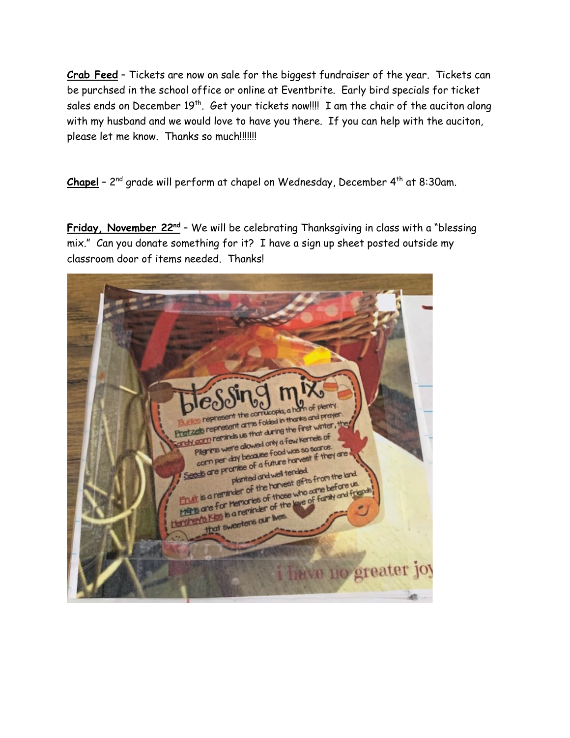**Crab Feed** – Tickets are now on sale for the biggest fundraiser of the year. Tickets can be purchsed in the school office or online at Eventbrite. Early bird specials for ticket sales ends on December 19th. Get your tickets now!!!! I am the chair of the auciton along with my husband and we would love to have you there. If you can help with the auciton, please let me know. Thanks so much!!!!!!!

**Chapel** – 2nd grade will perform at chapel on Wednesday, December 4th at 8:30am.

**Friday, November 22nd** – We will be celebrating Thanksgiving in class with a "blessing mix." Can you donate something for it? I have a sign up sheet posted outside my classroom door of items needed. Thanks!